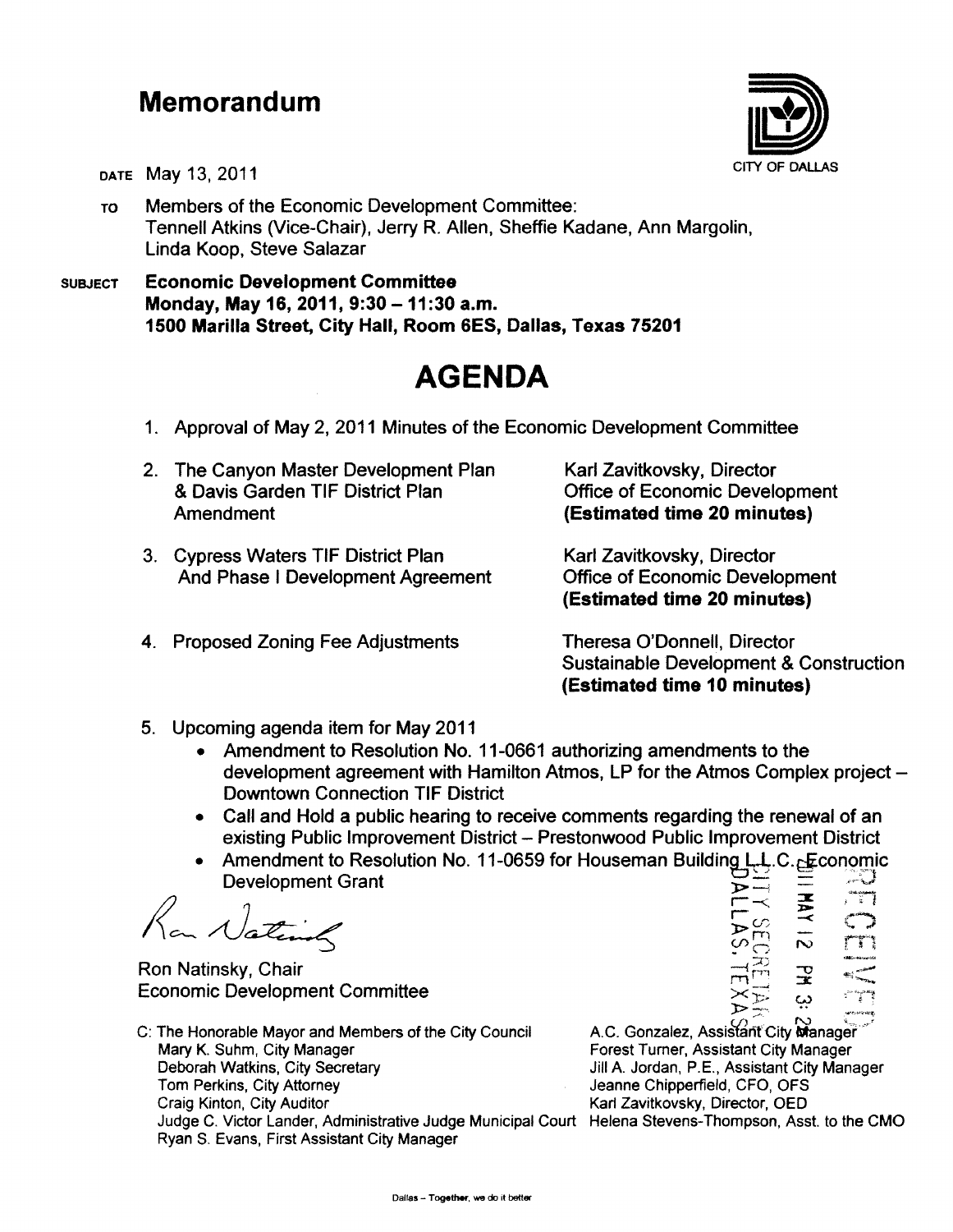# Memorandum

CITY OF DALLAS

DATE May 13, 2011

TO Members of the Economic Development Committee:
Tennell Atkins (Vice-Chair), Jerry R. Allen, Sheffie Kadane, Ann Margolin, Linda Koop, Steve Salazar

SUBJECT **Economic Development Committee**
**Monday, May 16, 2011, 9:30 – 11:30 a.m.**
**1500 Marilla Street, City Hall, Room 6ES, Dallas, Texas 75201**

# AGENDA

1. Approval of May 2, 2011 Minutes of the Economic Development Committee

2. The Canyon Master Development Plan & Davis Garden TIF District Plan Amendment — Karl Zavitkovsky, Director, Office of Economic Development **(Estimated time 20 minutes)**

3. Cypress Waters TIF District Plan And Phase I Development Agreement — Karl Zavitkovsky, Director, Office of Economic Development **(Estimated time 20 minutes)**

4. Proposed Zoning Fee Adjustments — Theresa O'Donnell, Director, Sustainable Development & Construction **(Estimated time 10 minutes)**

5. Upcoming agenda item for May 2011
   - Amendment to Resolution No. 11-0661 authorizing amendments to the development agreement with Hamilton Atmos, LP for the Atmos Complex project – Downtown Connection TIF District
   - Call and Hold a public hearing to receive comments regarding the renewal of an existing Public Improvement District – Prestonwood Public Improvement District
   - Amendment to Resolution No. 11-0659 for Houseman Building L.L.C. Economic Development Grant

Ron Natinsky, Chair
Economic Development Committee

RECEIVED
2011 MAY 12 PM 3:2
CITY SECRETARY
DALLAS, TEXAS

C: The Honorable Mayor and Members of the City Council
Mary K. Suhm, City Manager
Deborah Watkins, City Secretary
Tom Perkins, City Attorney
Craig Kinton, City Auditor
Judge C. Victor Lander, Administrative Judge Municipal Court
Ryan S. Evans, First Assistant City Manager
A.C. Gonzalez, Assistant City Manager
Forest Turner, Assistant City Manager
Jill A. Jordan, P.E., Assistant City Manager
Jeanne Chipperfield, CFO, OFS
Karl Zavitkovsky, Director, OED
Helena Stevens-Thompson, Asst. to the CMO

Dallas – Together, we do it better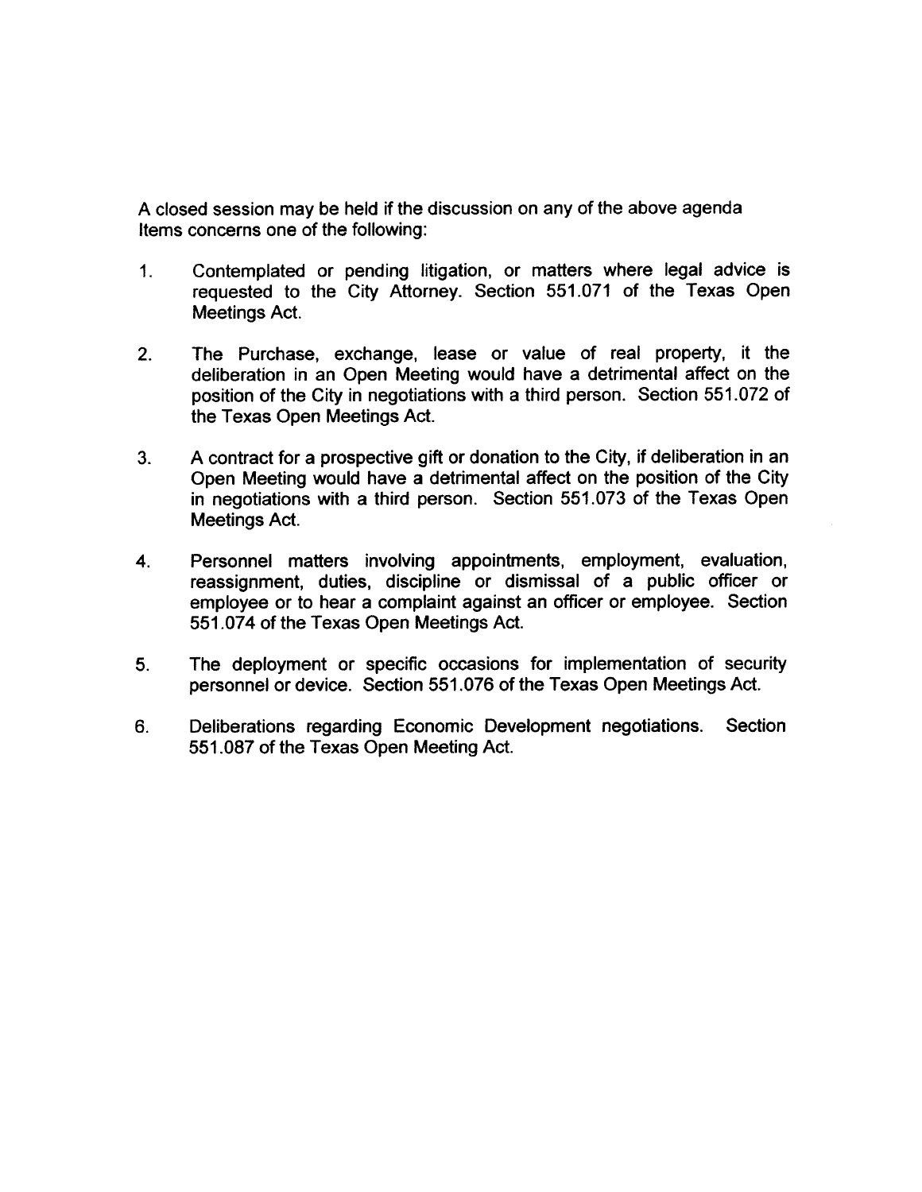A closed session may be held if the discussion on any of the above agenda Items concerns one of the following:

1. Contemplated or pending litigation, or matters where legal advice is requested to the City Attorney. Section 551.071 of the Texas Open Meetings Act.

2. The Purchase, exchange, lease or value of real property, it the deliberation in an Open Meeting would have a detrimental affect on the position of the City in negotiations with a third person. Section 551.072 of the Texas Open Meetings Act.

3. A contract for a prospective gift or donation to the City, if deliberation in an Open Meeting would have a detrimental affect on the position of the City in negotiations with a third person. Section 551.073 of the Texas Open Meetings Act.

4. Personnel matters involving appointments, employment, evaluation, reassignment, duties, discipline or dismissal of a public officer or employee or to hear a complaint against an officer or employee. Section 551.074 of the Texas Open Meetings Act.

5. The deployment or specific occasions for implementation of security personnel or device. Section 551.076 of the Texas Open Meetings Act.

6. Deliberations regarding Economic Development negotiations. Section 551.087 of the Texas Open Meeting Act.